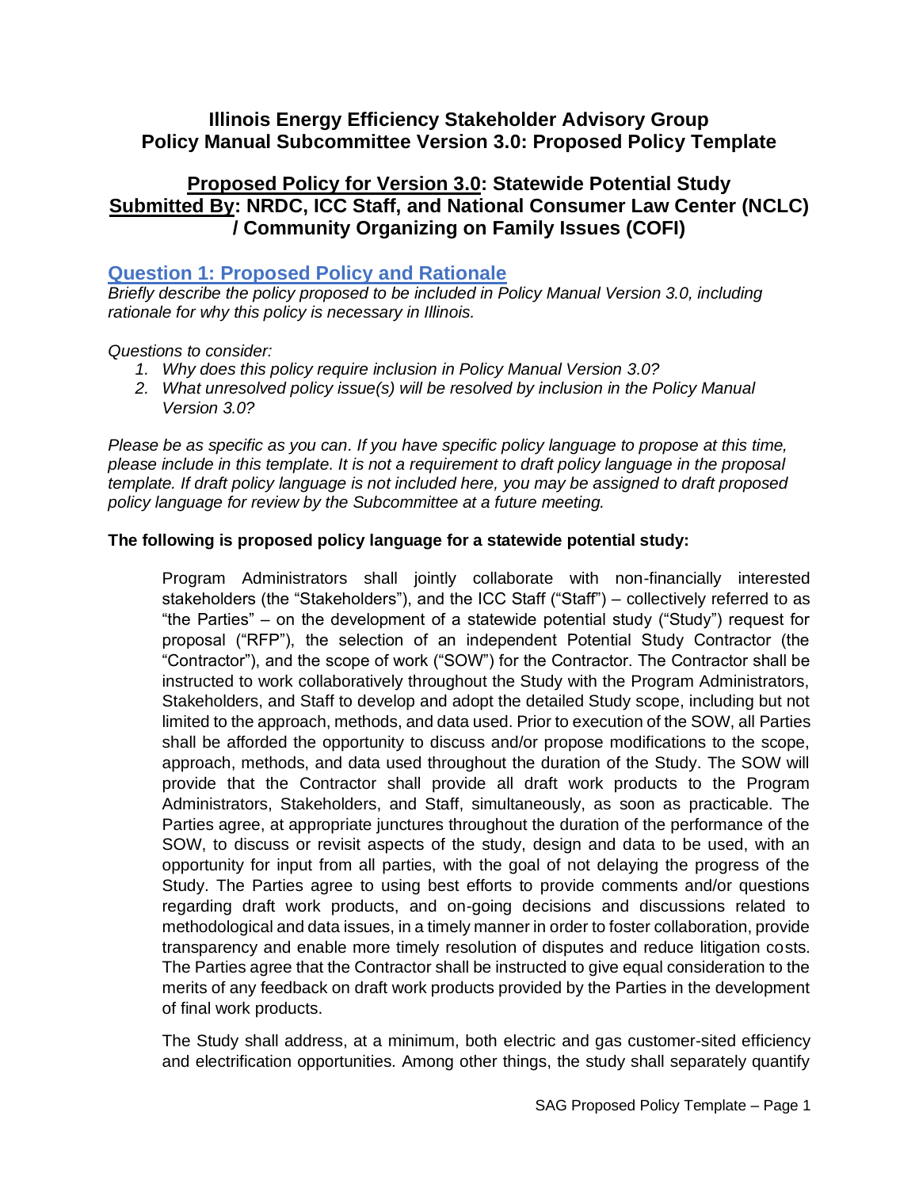# Illinois Energy Efficiency Stakeholder Advisory Group
# Policy Manual Subcommittee Version 3.0: Proposed Policy Template

## **Proposed Policy for Version 3.0**: Statewide Potential Study
## **Submitted By**: NRDC, ICC Staff, and National Consumer Law Center (NCLC) / Community Organizing on Family Issues (COFI)

### Question 1: Proposed Policy and Rationale

*Briefly describe the policy proposed to be included in Policy Manual Version 3.0, including rationale for why this policy is necessary in Illinois.*

*Questions to consider:*

1. *Why does this policy require inclusion in Policy Manual Version 3.0?*
2. *What unresolved policy issue(s) will be resolved by inclusion in the Policy Manual Version 3.0?*

*Please be as specific as you can. If you have specific policy language to propose at this time, please include in this template. It is not a requirement to draft policy language in the proposal template. If draft policy language is not included here, you may be assigned to draft proposed policy language for review by the Subcommittee at a future meeting.*

**The following is proposed policy language for a statewide potential study:**

> Program Administrators shall jointly collaborate with non-financially interested stakeholders (the "Stakeholders"), and the ICC Staff ("Staff") – collectively referred to as "the Parties" – on the development of a statewide potential study ("Study") request for proposal ("RFP"), the selection of an independent Potential Study Contractor (the "Contractor"), and the scope of work ("SOW") for the Contractor. The Contractor shall be instructed to work collaboratively throughout the Study with the Program Administrators, Stakeholders, and Staff to develop and adopt the detailed Study scope, including but not limited to the approach, methods, and data used. Prior to execution of the SOW, all Parties shall be afforded the opportunity to discuss and/or propose modifications to the scope, approach, methods, and data used throughout the duration of the Study. The SOW will provide that the Contractor shall provide all draft work products to the Program Administrators, Stakeholders, and Staff, simultaneously, as soon as practicable. The Parties agree, at appropriate junctures throughout the duration of the performance of the SOW, to discuss or revisit aspects of the study, design and data to be used, with an opportunity for input from all parties, with the goal of not delaying the progress of the Study. The Parties agree to using best efforts to provide comments and/or questions regarding draft work products, and on-going decisions and discussions related to methodological and data issues, in a timely manner in order to foster collaboration, provide transparency and enable more timely resolution of disputes and reduce litigation costs. The Parties agree that the Contractor shall be instructed to give equal consideration to the merits of any feedback on draft work products provided by the Parties in the development of final work products.
>
> The Study shall address, at a minimum, both electric and gas customer-sited efficiency and electrification opportunities. Among other things, the study shall separately quantify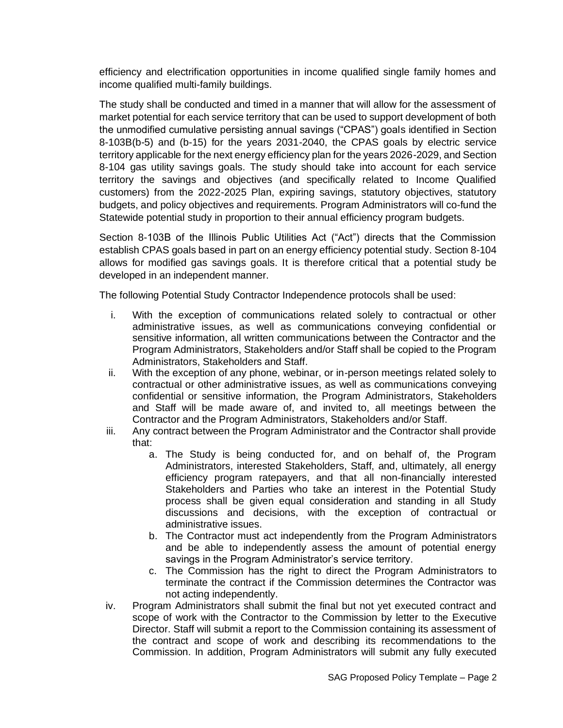efficiency and electrification opportunities in income qualified single family homes and income qualified multi-family buildings.

The study shall be conducted and timed in a manner that will allow for the assessment of market potential for each service territory that can be used to support development of both the unmodified cumulative persisting annual savings ("CPAS") goals identified in Section 8-103B(b-5) and (b-15) for the years 2031-2040, the CPAS goals by electric service territory applicable for the next energy efficiency plan for the years 2026-2029, and Section 8-104 gas utility savings goals. The study should take into account for each service territory the savings and objectives (and specifically related to Income Qualified customers) from the 2022-2025 Plan, expiring savings, statutory objectives, statutory budgets, and policy objectives and requirements. Program Administrators will co-fund the Statewide potential study in proportion to their annual efficiency program budgets.

Section 8-103B of the Illinois Public Utilities Act ("Act") directs that the Commission establish CPAS goals based in part on an energy efficiency potential study. Section 8-104 allows for modified gas savings goals. It is therefore critical that a potential study be developed in an independent manner.

The following Potential Study Contractor Independence protocols shall be used:

i. With the exception of communications related solely to contractual or other administrative issues, as well as communications conveying confidential or sensitive information, all written communications between the Contractor and the Program Administrators, Stakeholders and/or Staff shall be copied to the Program Administrators, Stakeholders and Staff.
ii. With the exception of any phone, webinar, or in-person meetings related solely to contractual or other administrative issues, as well as communications conveying confidential or sensitive information, the Program Administrators, Stakeholders and Staff will be made aware of, and invited to, all meetings between the Contractor and the Program Administrators, Stakeholders and/or Staff.
iii. Any contract between the Program Administrator and the Contractor shall provide that:
    a. The Study is being conducted for, and on behalf of, the Program Administrators, interested Stakeholders, Staff, and, ultimately, all energy efficiency program ratepayers, and that all non-financially interested Stakeholders and Parties who take an interest in the Potential Study process shall be given equal consideration and standing in all Study discussions and decisions, with the exception of contractual or administrative issues.
    b. The Contractor must act independently from the Program Administrators and be able to independently assess the amount of potential energy savings in the Program Administrator's service territory.
    c. The Commission has the right to direct the Program Administrators to terminate the contract if the Commission determines the Contractor was not acting independently.
iv. Program Administrators shall submit the final but not yet executed contract and scope of work with the Contractor to the Commission by letter to the Executive Director. Staff will submit a report to the Commission containing its assessment of the contract and scope of work and describing its recommendations to the Commission. In addition, Program Administrators will submit any fully executed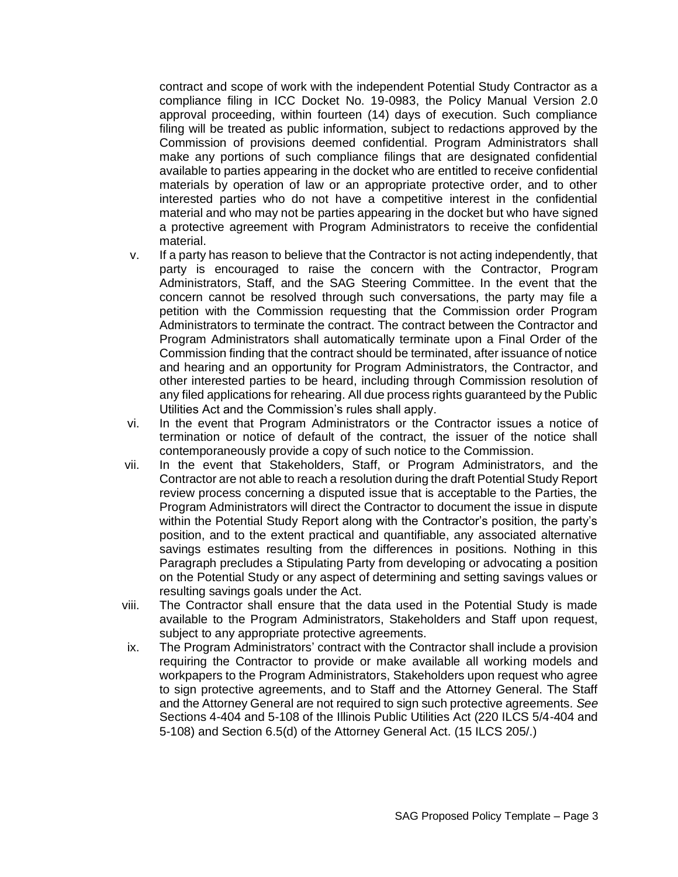contract and scope of work with the independent Potential Study Contractor as a compliance filing in ICC Docket No. 19-0983, the Policy Manual Version 2.0 approval proceeding, within fourteen (14) days of execution. Such compliance filing will be treated as public information, subject to redactions approved by the Commission of provisions deemed confidential. Program Administrators shall make any portions of such compliance filings that are designated confidential available to parties appearing in the docket who are entitled to receive confidential materials by operation of law or an appropriate protective order, and to other interested parties who do not have a competitive interest in the confidential material and who may not be parties appearing in the docket but who have signed a protective agreement with Program Administrators to receive the confidential material.

v. If a party has reason to believe that the Contractor is not acting independently, that party is encouraged to raise the concern with the Contractor, Program Administrators, Staff, and the SAG Steering Committee. In the event that the concern cannot be resolved through such conversations, the party may file a petition with the Commission requesting that the Commission order Program Administrators to terminate the contract. The contract between the Contractor and Program Administrators shall automatically terminate upon a Final Order of the Commission finding that the contract should be terminated, after issuance of notice and hearing and an opportunity for Program Administrators, the Contractor, and other interested parties to be heard, including through Commission resolution of any filed applications for rehearing. All due process rights guaranteed by the Public Utilities Act and the Commission's rules shall apply.

vi. In the event that Program Administrators or the Contractor issues a notice of termination or notice of default of the contract, the issuer of the notice shall contemporaneously provide a copy of such notice to the Commission.

vii. In the event that Stakeholders, Staff, or Program Administrators, and the Contractor are not able to reach a resolution during the draft Potential Study Report review process concerning a disputed issue that is acceptable to the Parties, the Program Administrators will direct the Contractor to document the issue in dispute within the Potential Study Report along with the Contractor's position, the party's position, and to the extent practical and quantifiable, any associated alternative savings estimates resulting from the differences in positions. Nothing in this Paragraph precludes a Stipulating Party from developing or advocating a position on the Potential Study or any aspect of determining and setting savings values or resulting savings goals under the Act.

viii. The Contractor shall ensure that the data used in the Potential Study is made available to the Program Administrators, Stakeholders and Staff upon request, subject to any appropriate protective agreements.

ix. The Program Administrators' contract with the Contractor shall include a provision requiring the Contractor to provide or make available all working models and workpapers to the Program Administrators, Stakeholders upon request who agree to sign protective agreements, and to Staff and the Attorney General. The Staff and the Attorney General are not required to sign such protective agreements. *See* Sections 4-404 and 5-108 of the Illinois Public Utilities Act (220 ILCS 5/4-404 and 5-108) and Section 6.5(d) of the Attorney General Act. (15 ILCS 205/.)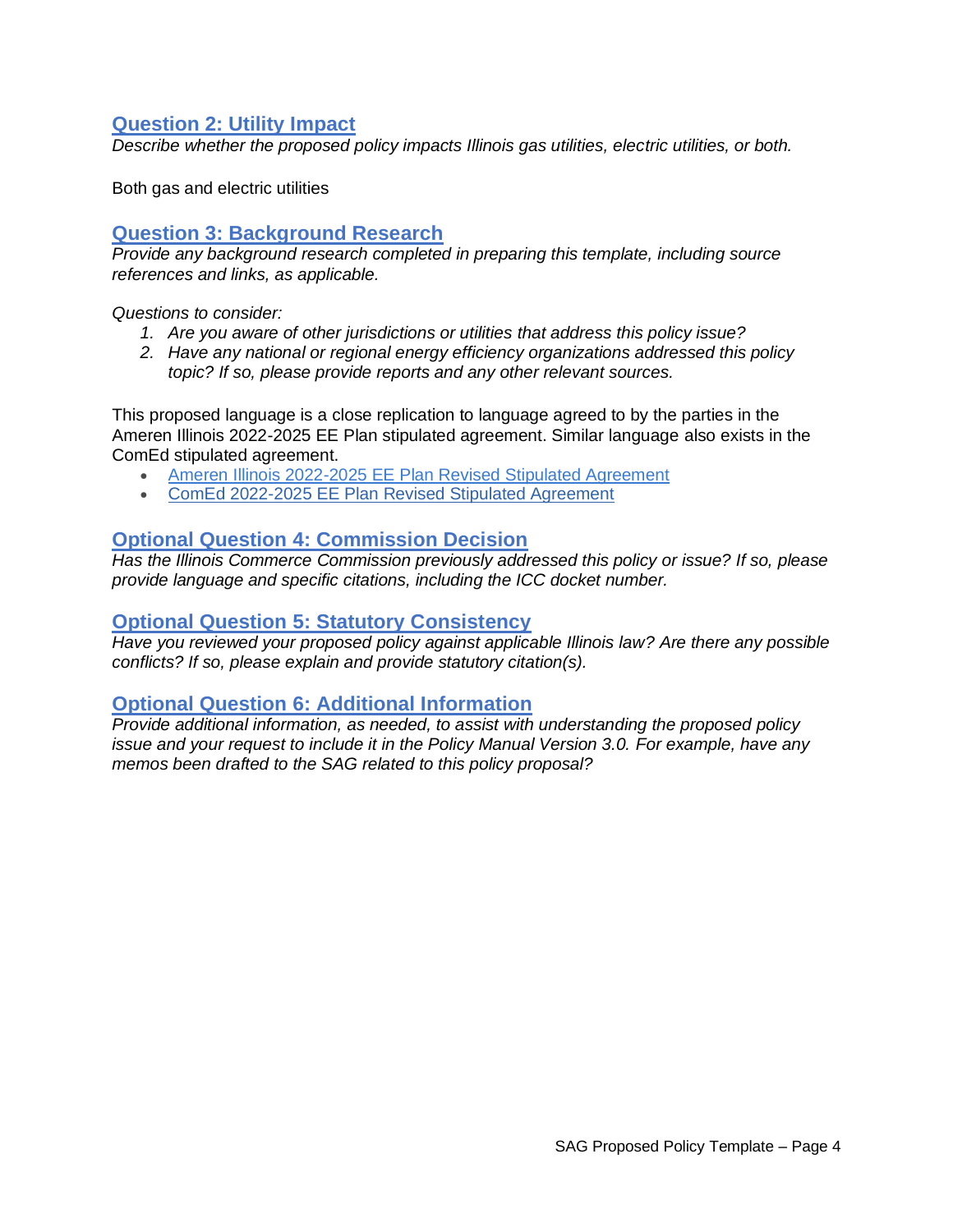## Question 2: Utility Impact

*Describe whether the proposed policy impacts Illinois gas utilities, electric utilities, or both.*

Both gas and electric utilities

## Question 3: Background Research

*Provide any background research completed in preparing this template, including source references and links, as applicable.*

*Questions to consider:*

1. *Are you aware of other jurisdictions or utilities that address this policy issue?*
2. *Have any national or regional energy efficiency organizations addressed this policy topic? If so, please provide reports and any other relevant sources.*

This proposed language is a close replication to language agreed to by the parties in the Ameren Illinois 2022-2025 EE Plan stipulated agreement. Similar language also exists in the ComEd stipulated agreement.

- Ameren Illinois 2022-2025 EE Plan Revised Stipulated Agreement
- ComEd 2022-2025 EE Plan Revised Stipulated Agreement

## Optional Question 4: Commission Decision

*Has the Illinois Commerce Commission previously addressed this policy or issue? If so, please provide language and specific citations, including the ICC docket number.*

## Optional Question 5: Statutory Consistency

*Have you reviewed your proposed policy against applicable Illinois law? Are there any possible conflicts? If so, please explain and provide statutory citation(s).*

## Optional Question 6: Additional Information

*Provide additional information, as needed, to assist with understanding the proposed policy issue and your request to include it in the Policy Manual Version 3.0. For example, have any memos been drafted to the SAG related to this policy proposal?*